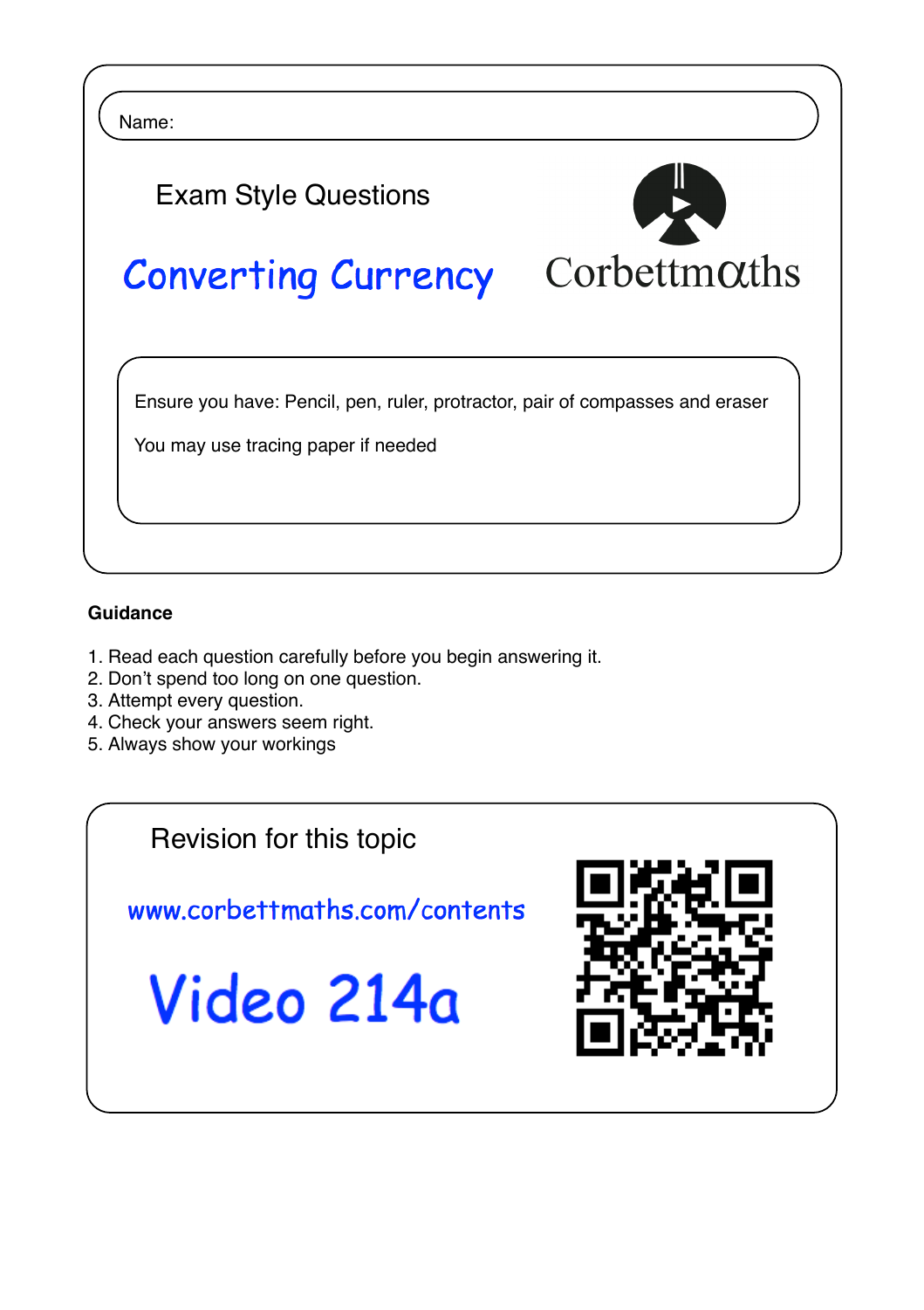Name:

Exam Style Questions

# Converting Currency

Corbettmaths

Ensure you have: Pencil, pen, ruler, protractor, pair of compasses and eraser

You may use tracing paper if needed

**Guidance**

1. Read each question carefully before you begin answering it.
2. Don't spend too long on one question.
3. Attempt every question.
4. Check your answers seem right.
5. Always show your workings

Revision for this topic

www.corbettmaths.com/contents

Video 214a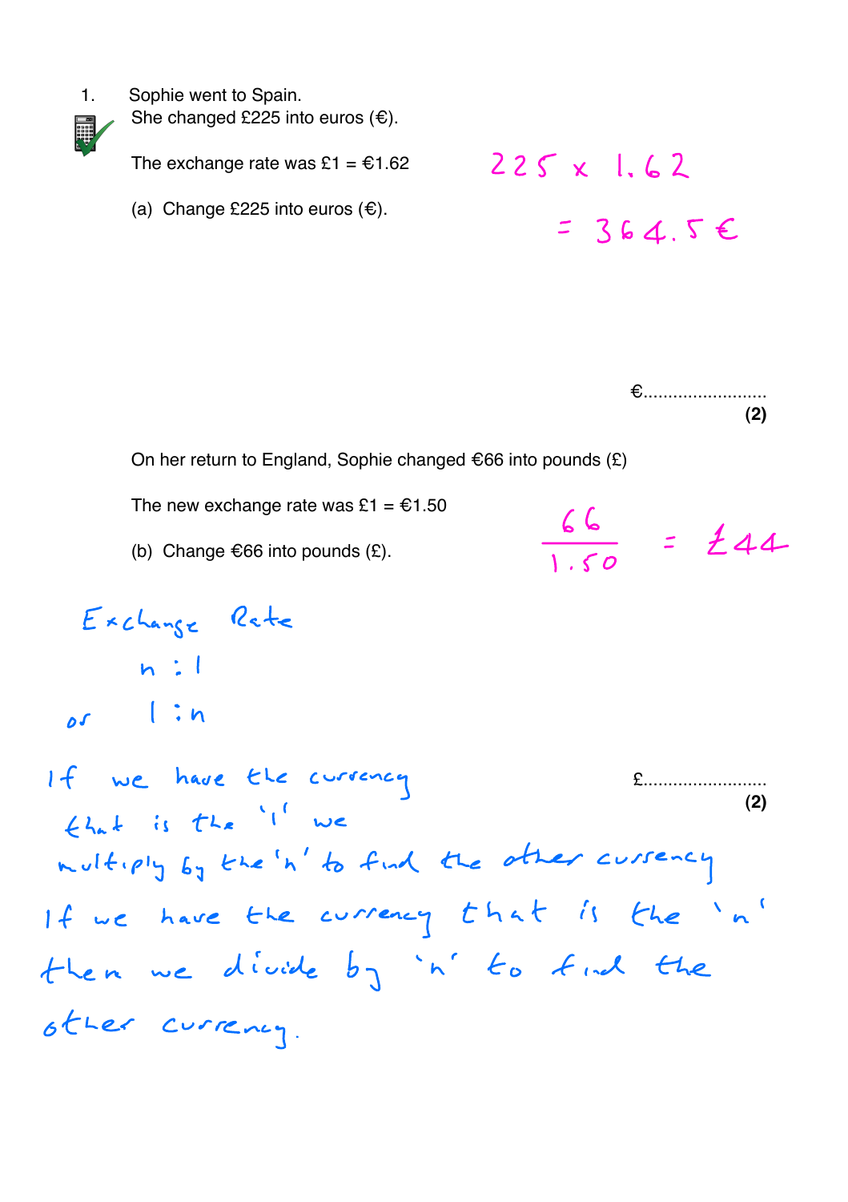1. Sophie went to Spain.
   She changed £225 into euros (€).

   The exchange rate was £1 = €1.62

   $225 \times 1.62$

   (a) Change £225 into euros (€).

   $= 364.5$ €

   €........................
   **(2)**

   On her return to England, Sophie changed €66 into pounds (£)

   The new exchange rate was £1 = €1.50

   (b) Change €66 into pounds (£).

   $\frac{66}{1.50} = £44$

Exchange Rate

$n : 1$

or $1 : n$

If we have the currency that is the '1' we multiply by the 'n' to find the other currency

If we have the currency that is the 'n' then we divide by 'n' to find the other currency.

£........................
**(2)**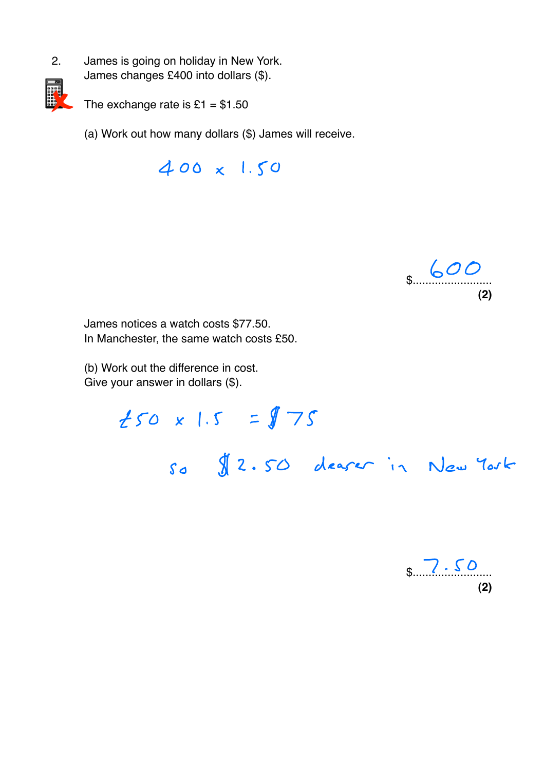2. James is going on holiday in New York.
James changes £400 into dollars ($).

The exchange rate is £1 = $1.50

(a) Work out how many dollars ($) James will receive.

$400 \times 1.50$

$ 600

**(2)**

James notices a watch costs $77.50.
In Manchester, the same watch costs £50.

(b) Work out the difference in cost.
Give your answer in dollars ($).

£50 × 1.5 = $75

so $2.50 dearer in New York

$ 7.50

**(2)**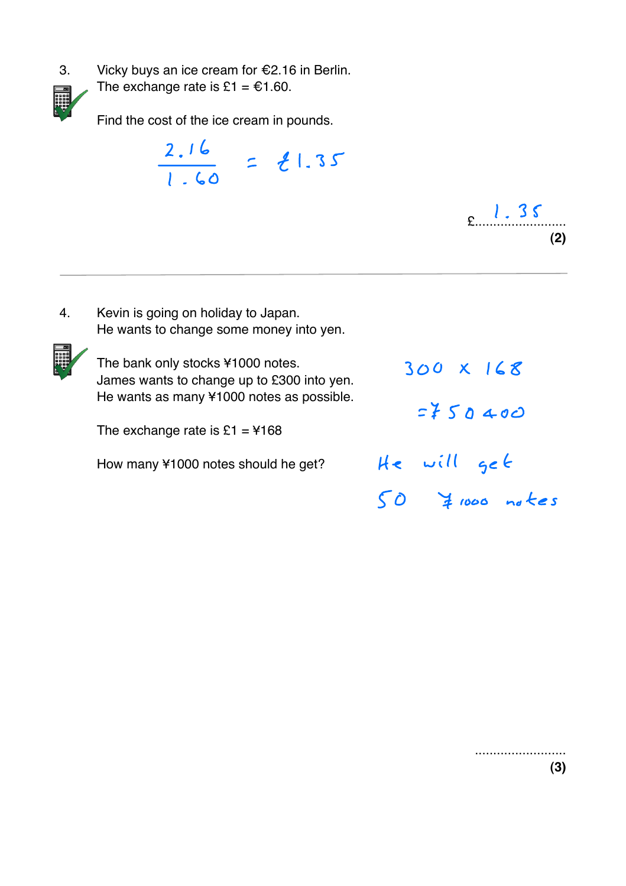3. Vicky buys an ice cream for €2.16 in Berlin.
The exchange rate is £1 = €1.60.

Find the cost of the ice cream in pounds.

$$\frac{2.16}{1.60} = £1.35$$

£ 1.35

**(2)**

---

4. Kevin is going on holiday to Japan.
He wants to change some money into yen.

The bank only stocks ¥1000 notes.
James wants to change up to £300 into yen.
He wants as many ¥1000 notes as possible.

The exchange rate is £1 = ¥168

How many ¥1000 notes should he get?

$300 \times 168$

$= ¥50400$

He will get 50 ¥1000 notes

..........................

**(3)**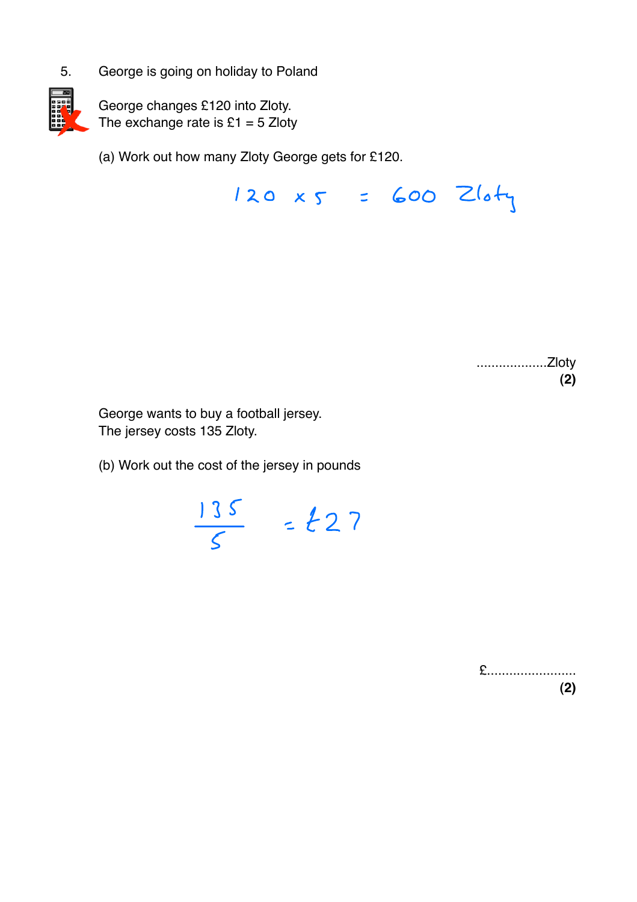5. George is going on holiday to Poland

George changes £120 into Zloty.
The exchange rate is £1 = 5 Zloty

(a) Work out how many Zloty George gets for £120.

$120 \times 5 = 600$ Zloty

...................Zloty
**(2)**

George wants to buy a football jersey.
The jersey costs 135 Zloty.

(b) Work out the cost of the jersey in pounds

$\frac{135}{5} = £27$

£........................
**(2)**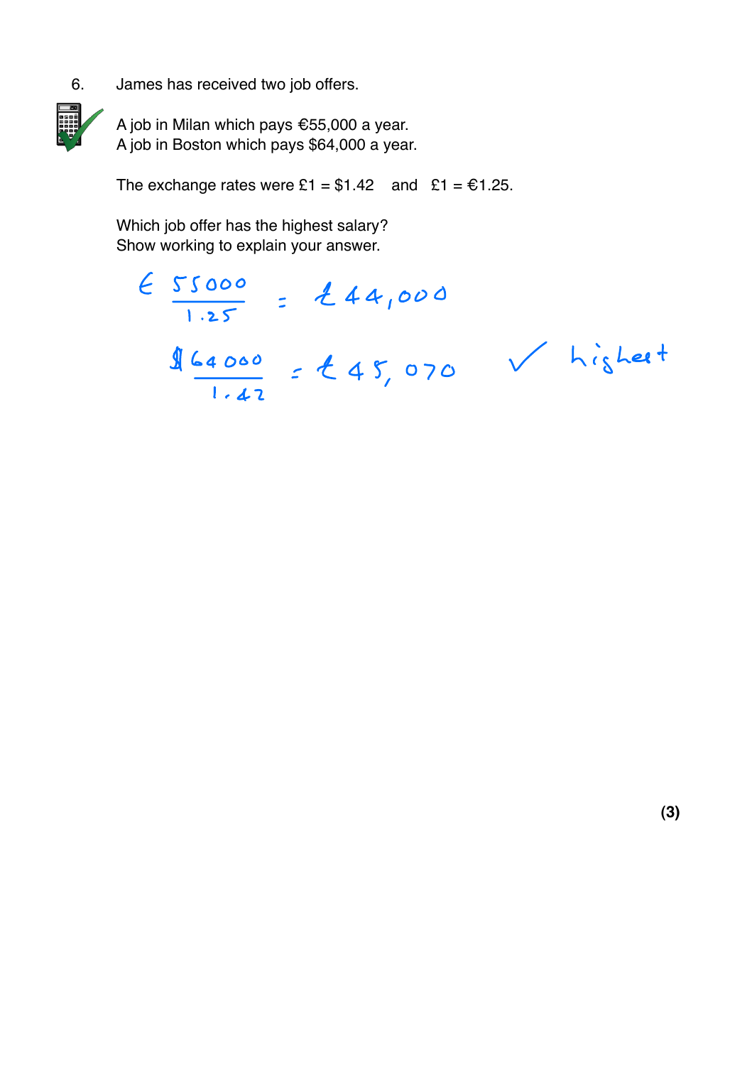6. James has received two job offers.

A job in Milan which pays €55,000 a year.
A job in Boston which pays $64,000 a year.

The exchange rates were £1 = $1.42 and £1 = €1.25.

Which job offer has the highest salary?
Show working to explain your answer.

$$\text{€}\frac{55000}{1.25} = £44{,}000$$

$$\$\frac{64000}{1.42} = £45{,}070 \quad \checkmark \text{ highest}$$

**(3)**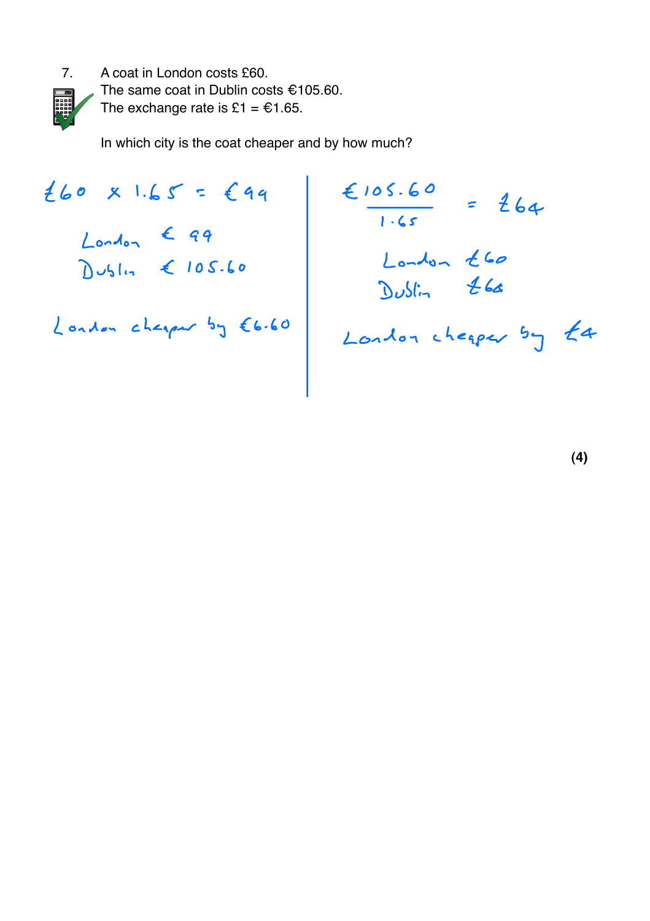7. A coat in London costs £60.
The same coat in Dublin costs €105.60.
The exchange rate is £1 = €1.65.

In which city is the coat cheaper and by how much?

$£60 \times 1.65 = €99$

London €99
Dublin €105.60

London cheaper by €6.60

$\frac{€105.60}{1.65} = £64$

London £60
Dublin £64

London cheaper by £4

**(4)**